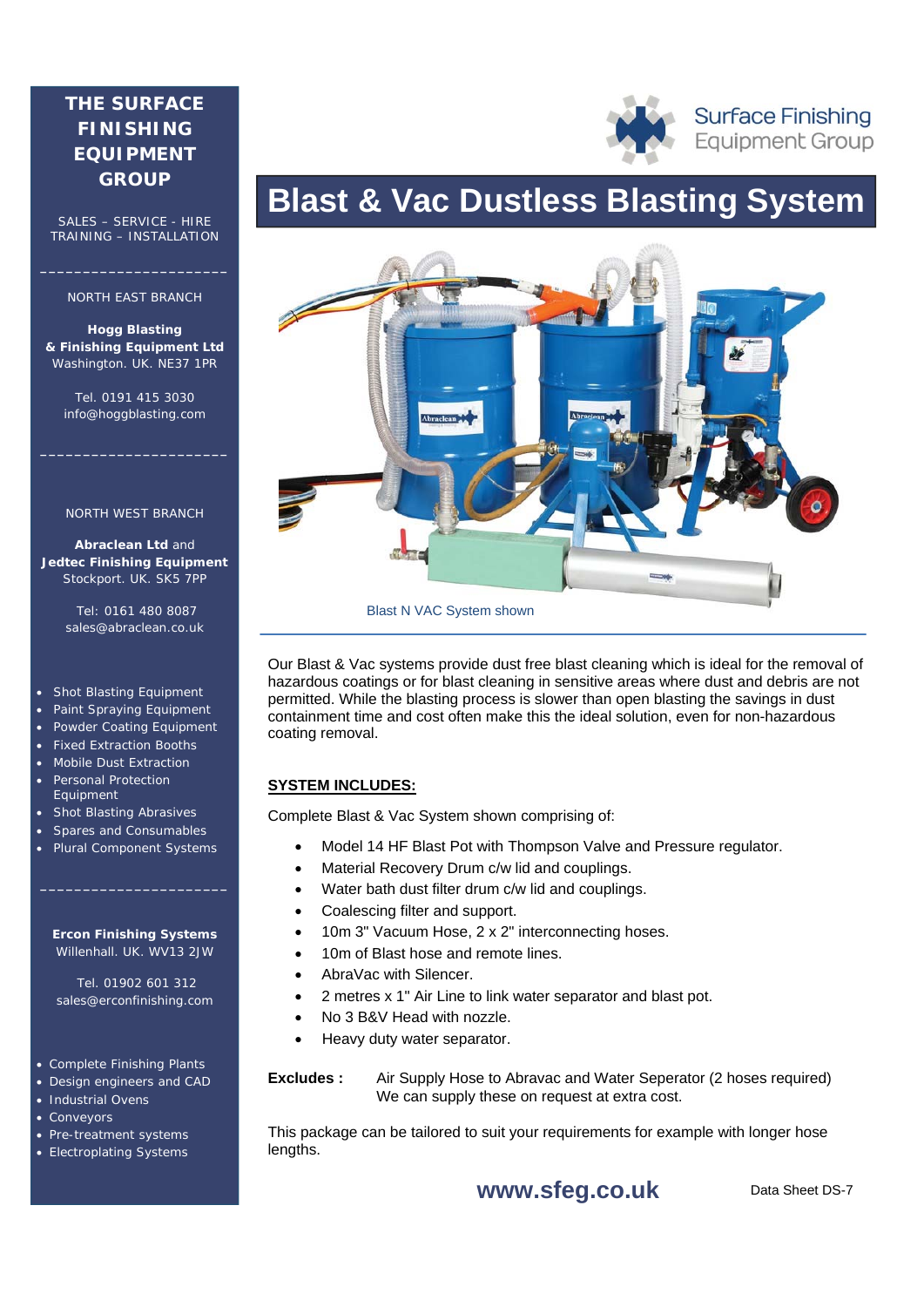# Blast & Vac Dustless Blasting System

Blast N VAC System shown

Our Blast & Vac systems provide dust free blast cleaning which is ideal for the removal of hazardous coatings or for blast cleaning in sensitive areas where dust and debris are not permitted. While the blasting process is slower than open blasting the savings in dust containment time and cost often make this the ideal solution, even for non-hazardous coating removal.

## SYSTEM INCLUDES:

Complete Blast & Vac System shown comprising of:

- Model 14 HF Blast Pot with Thompson Valve and Pressure regulator.
- Material Recovery Drum c/w lid and couplings.
- Water bath dust filter drum c/w lid and couplings.
- Coalescing filter and support.
- 10m 3" Vacuum Hose, 2 x 2" interconnecting hoses.
- 10m of Blast hose and remote lines.
- AbraVac with Silencer.
- 2 metres x 1" Air Line to link water separator and blast pot.
- No 3 B&V Head with nozzle.
- Heavy duty water separator.

**Excludes :** Air Supply Hose to Abravac and Water Seperator (2 hoses required)
We can supply these on request at extra cost.

This package can be tailored to suit your requirements for example with longer hose lengths.

**www.sfeg.co.uk** Data Sheet DS-7

---

**THE SURFACE FINISHING EQUIPMENT GROUP**

SALES – SERVICE - HIRE
TRAINING – INSTALLATION

NORTH EAST BRANCH

**Hogg Blasting & Finishing Equipment Ltd**
Washington. UK. NE37 1PR

Tel. 0191 415 3030
info@hoggblasting.com

NORTH WEST BRANCH

**Abraclean Ltd** and **Jedtec Finishing Equipment**
Stockport. UK. SK5 7PP

Tel: 0161 480 8087
sales@abraclean.co.uk

- Shot Blasting Equipment
- Paint Spraying Equipment
- Powder Coating Equipment
- Fixed Extraction Booths
- Mobile Dust Extraction
- Personal Protection Equipment
- Shot Blasting Abrasives
- Spares and Consumables
- Plural Component Systems

**Ercon Finishing Systems**
Willenhall. UK. WV13 2JW

Tel. 01902 601 312
sales@erconfinishing.com

- Complete Finishing Plants
- Design engineers and CAD
- Industrial Ovens
- Conveyors
- Pre-treatment systems
- Electroplating Systems

Surface Finishing Equipment Group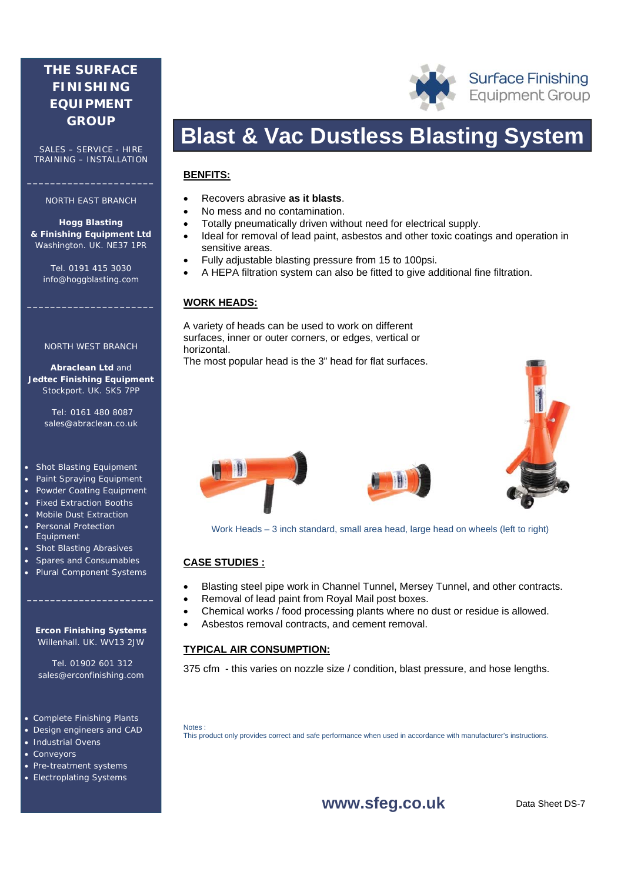# THE SURFACE FINISHING EQUIPMENT GROUP

SALES – SERVICE - HIRE
TRAINING – INSTALLATION

NORTH EAST BRANCH

**Hogg Blasting & Finishing Equipment Ltd**
Washington. UK. NE37 1PR

Tel. 0191 415 3030
info@hoggblasting.com

NORTH WEST BRANCH

**Abraclean Ltd** and **Jedtec Finishing Equipment**
Stockport. UK. SK5 7PP

Tel: 0161 480 8087
sales@abraclean.co.uk

- Shot Blasting Equipment
- Paint Spraying Equipment
- Powder Coating Equipment
- Fixed Extraction Booths
- Mobile Dust Extraction
- Personal Protection Equipment
- Shot Blasting Abrasives
- Spares and Consumables
- Plural Component Systems

**Ercon Finishing Systems**
Willenhall. UK. WV13 2JW

Tel. 01902 601 312
sales@erconfinishing.com

- Complete Finishing Plants
- Design engineers and CAD
- Industrial Ovens
- Conveyors
- Pre-treatment systems
- Electroplating Systems

Surface Finishing Equipment Group

# Blast & Vac Dustless Blasting System

## BENFITS:

- Recovers abrasive **as it blasts**.
- No mess and no contamination.
- Totally pneumatically driven without need for electrical supply.
- Ideal for removal of lead paint, asbestos and other toxic coatings and operation in sensitive areas.
- Fully adjustable blasting pressure from 15 to 100psi.
- A HEPA filtration system can also be fitted to give additional fine filtration.

## WORK HEADS:

A variety of heads can be used to work on different surfaces, inner or outer corners, or edges, vertical or horizontal.
The most popular head is the 3" head for flat surfaces.

Work Heads – 3 inch standard, small area head, large head on wheels (left to right)

## CASE STUDIES :

- Blasting steel pipe work in Channel Tunnel, Mersey Tunnel, and other contracts.
- Removal of lead paint from Royal Mail post boxes.
- Chemical works / food processing plants where no dust or residue is allowed.
- Asbestos removal contracts, and cement removal.

## TYPICAL AIR CONSUMPTION:

375 cfm - this varies on nozzle size / condition, blast pressure, and hose lengths.

Notes :
This product only provides correct and safe performance when used in accordance with manufacturer's instructions.

www.sfeg.co.uk

Data Sheet DS-7